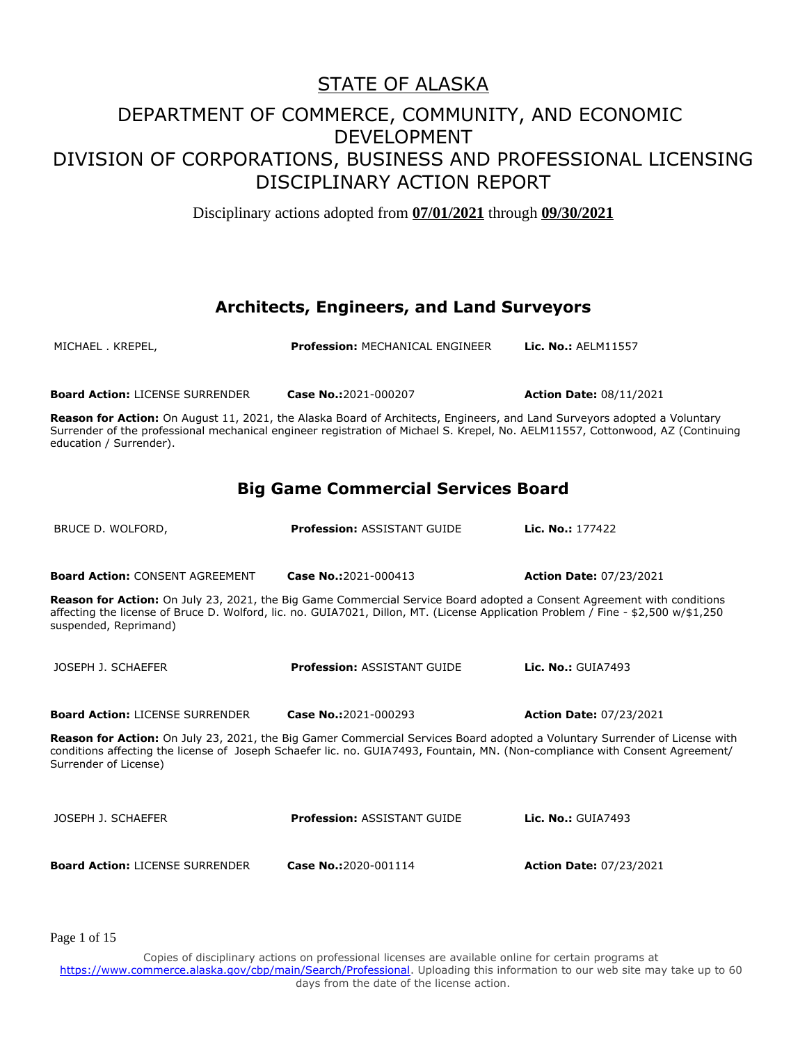# STATE OF ALASKA

## DEPARTMENT OF COMMERCE, COMMUNITY, AND ECONOMIC DEVELOPMENT
## DIVISION OF CORPORATIONS, BUSINESS AND PROFESSIONAL LICENSING
## DISCIPLINARY ACTION REPORT

Disciplinary actions adopted from **07/01/2021** through **09/30/2021**

### Architects, Engineers, and Land Surveyors

MICHAEL . KREPEL, **Profession:** MECHANICAL ENGINEER **Lic. No.:** AELM11557

**Board Action:** LICENSE SURRENDER **Case No.:**2021-000207 **Action Date:** 08/11/2021

**Reason for Action:** On August 11, 2021, the Alaska Board of Architects, Engineers, and Land Surveyors adopted a Voluntary Surrender of the professional mechanical engineer registration of Michael S. Krepel, No. AELM11557, Cottonwood, AZ (Continuing education / Surrender).

### Big Game Commercial Services Board

BRUCE D. WOLFORD, **Profession:** ASSISTANT GUIDE **Lic. No.:** 177422

**Board Action:** CONSENT AGREEMENT **Case No.:**2021-000413 **Action Date:** 07/23/2021

**Reason for Action:** On July 23, 2021, the Big Game Commercial Service Board adopted a Consent Agreement with conditions affecting the license of Bruce D. Wolford, lic. no. GUIA7021, Dillon, MT. (License Application Problem / Fine - $2,500 w/$1,250 suspended, Reprimand)

JOSEPH J. SCHAEFER **Profession:** ASSISTANT GUIDE **Lic. No.:** GUIA7493

**Board Action:** LICENSE SURRENDER **Case No.:**2021-000293 **Action Date:** 07/23/2021

**Reason for Action:** On July 23, 2021, the Big Gamer Commercial Services Board adopted a Voluntary Surrender of License with conditions affecting the license of Joseph Schaefer lic. no. GUIA7493, Fountain, MN. (Non-compliance with Consent Agreement/ Surrender of License)

JOSEPH J. SCHAEFER **Profession:** ASSISTANT GUIDE **Lic. No.:** GUIA7493

**Board Action:** LICENSE SURRENDER **Case No.:**2020-001114 **Action Date:** 07/23/2021

Copies of disciplinary actions on professional licenses are available online for certain programs at https://www.commerce.alaska.gov/cbp/main/Search/Professional. Uploading this information to our web site may take up to 60 days from the date of the license action.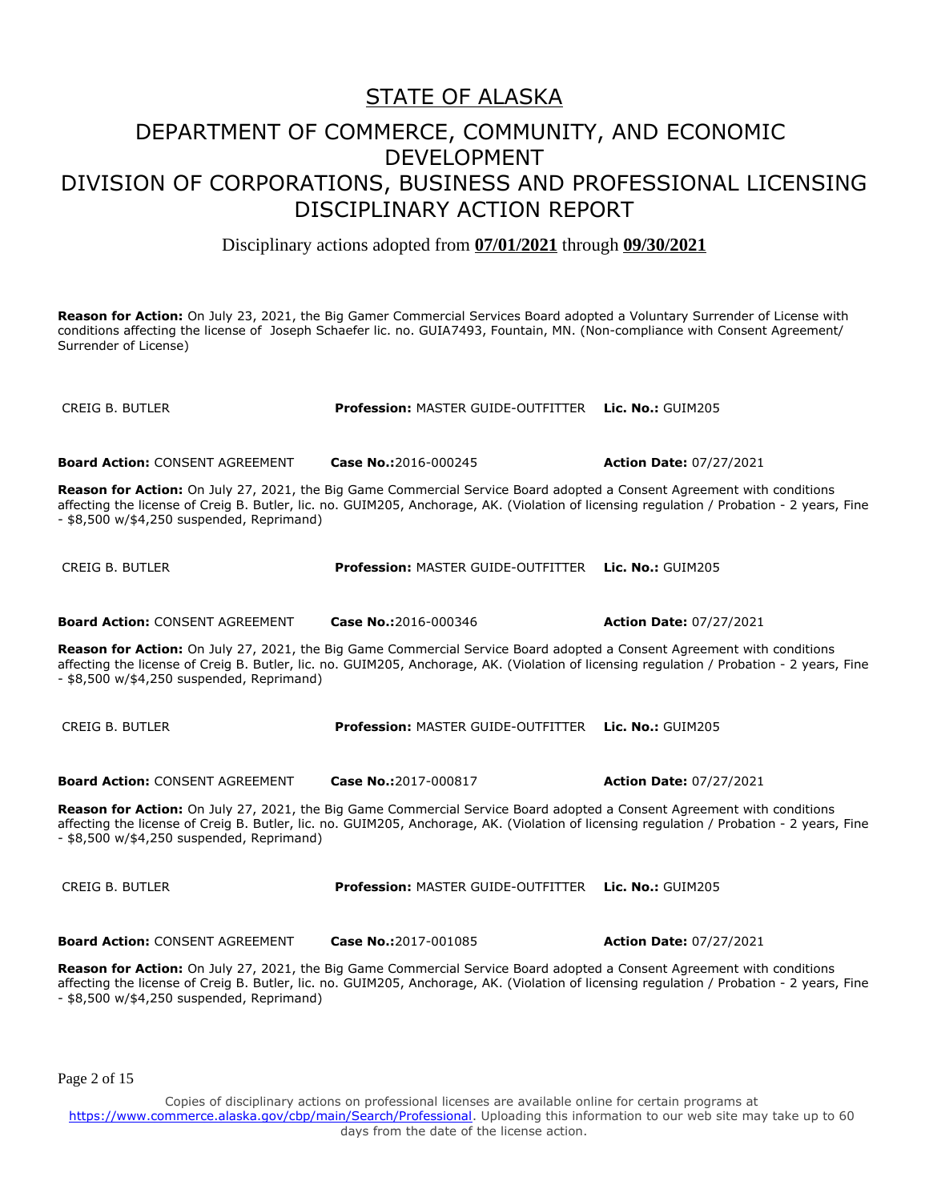# STATE OF ALASKA

## DEPARTMENT OF COMMERCE, COMMUNITY, AND ECONOMIC DEVELOPMENT

## DIVISION OF CORPORATIONS, BUSINESS AND PROFESSIONAL LICENSING

## DISCIPLINARY ACTION REPORT

Disciplinary actions adopted from **07/01/2021** through **09/30/2021**

**Reason for Action:** On July 23, 2021, the Big Gamer Commercial Services Board adopted a Voluntary Surrender of License with conditions affecting the license of Joseph Schaefer lic. no. GUIA7493, Fountain, MN. (Non-compliance with Consent Agreement/ Surrender of License)

CREIG B. BUTLER **Profession:** MASTER GUIDE-OUTFITTER **Lic. No.:** GUIM205

**Board Action:** CONSENT AGREEMENT **Case No.:**2016-000245 **Action Date:** 07/27/2021

**Reason for Action:** On July 27, 2021, the Big Game Commercial Service Board adopted a Consent Agreement with conditions affecting the license of Creig B. Butler, lic. no. GUIM205, Anchorage, AK. (Violation of licensing regulation / Probation - 2 years, Fine - $8,500 w/$4,250 suspended, Reprimand)

CREIG B. BUTLER **Profession:** MASTER GUIDE-OUTFITTER **Lic. No.:** GUIM205

**Board Action:** CONSENT AGREEMENT **Case No.:**2016-000346 **Action Date:** 07/27/2021

**Reason for Action:** On July 27, 2021, the Big Game Commercial Service Board adopted a Consent Agreement with conditions affecting the license of Creig B. Butler, lic. no. GUIM205, Anchorage, AK. (Violation of licensing regulation / Probation - 2 years, Fine - $8,500 w/$4,250 suspended, Reprimand)

CREIG B. BUTLER **Profession:** MASTER GUIDE-OUTFITTER **Lic. No.:** GUIM205

**Board Action:** CONSENT AGREEMENT **Case No.:**2017-000817 **Action Date:** 07/27/2021

**Reason for Action:** On July 27, 2021, the Big Game Commercial Service Board adopted a Consent Agreement with conditions affecting the license of Creig B. Butler, lic. no. GUIM205, Anchorage, AK. (Violation of licensing regulation / Probation - 2 years, Fine - $8,500 w/$4,250 suspended, Reprimand)

CREIG B. BUTLER **Profession:** MASTER GUIDE-OUTFITTER **Lic. No.:** GUIM205

**Board Action:** CONSENT AGREEMENT **Case No.:**2017-001085 **Action Date:** 07/27/2021

**Reason for Action:** On July 27, 2021, the Big Game Commercial Service Board adopted a Consent Agreement with conditions affecting the license of Creig B. Butler, lic. no. GUIM205, Anchorage, AK. (Violation of licensing regulation / Probation - 2 years, Fine - $8,500 w/$4,250 suspended, Reprimand)

Copies of disciplinary actions on professional licenses are available online for certain programs at https://www.commerce.alaska.gov/cbp/main/Search/Professional. Uploading this information to our web site may take up to 60 days from the date of the license action.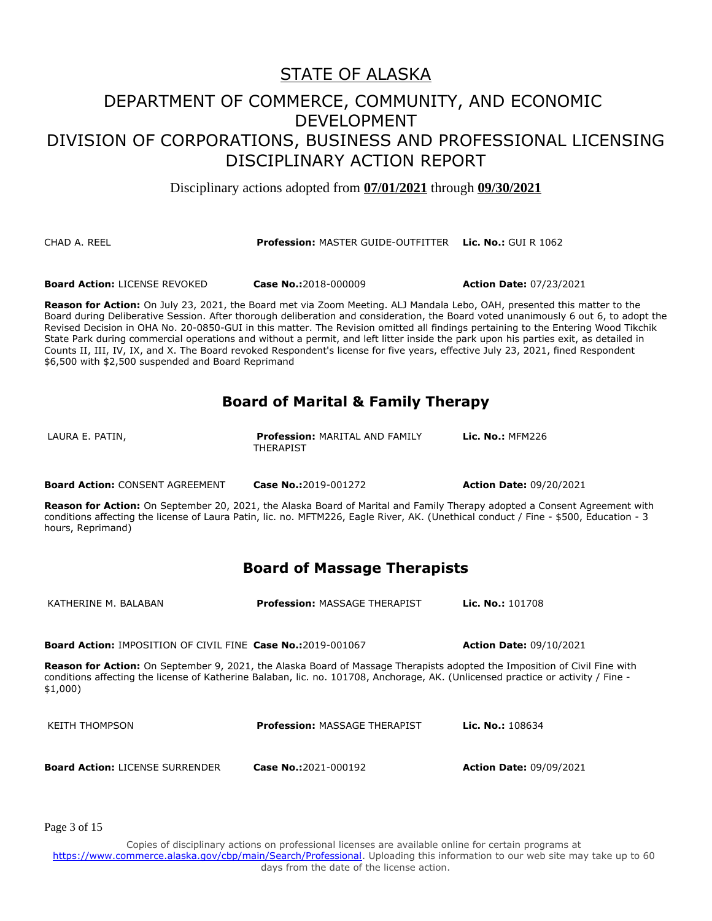# STATE OF ALASKA

## DEPARTMENT OF COMMERCE, COMMUNITY, AND ECONOMIC DEVELOPMENT
## DIVISION OF CORPORATIONS, BUSINESS AND PROFESSIONAL LICENSING
## DISCIPLINARY ACTION REPORT

Disciplinary actions adopted from **07/01/2021** through **09/30/2021**

CHAD A. REEL **Profession:** MASTER GUIDE-OUTFITTER **Lic. No.:** GUI R 1062

**Board Action:** LICENSE REVOKED **Case No.:**2018-000009 **Action Date:** 07/23/2021

**Reason for Action:** On July 23, 2021, the Board met via Zoom Meeting. ALJ Mandala Lebo, OAH, presented this matter to the Board during Deliberative Session. After thorough deliberation and consideration, the Board voted unanimously 6 out 6, to adopt the Revised Decision in OHA No. 20-0850-GUI in this matter. The Revision omitted all findings pertaining to the Entering Wood Tikchik State Park during commercial operations and without a permit, and left litter inside the park upon his parties exit, as detailed in Counts II, III, IV, IX, and X. The Board revoked Respondent's license for five years, effective July 23, 2021, fined Respondent $6,500 with $2,500 suspended and Board Reprimand

## Board of Marital & Family Therapy

LAURA E. PATIN, **Profession:** MARITAL AND FAMILY THERAPIST **Lic. No.:** MFM226

**Board Action:** CONSENT AGREEMENT **Case No.:**2019-001272 **Action Date:** 09/20/2021

**Reason for Action:** On September 20, 2021, the Alaska Board of Marital and Family Therapy adopted a Consent Agreement with conditions affecting the license of Laura Patin, lic. no. MFTM226, Eagle River, AK. (Unethical conduct / Fine - $500, Education - 3 hours, Reprimand)

## Board of Massage Therapists

KATHERINE M. BALABAN **Profession:** MASSAGE THERAPIST **Lic. No.:** 101708

**Board Action:** IMPOSITION OF CIVIL FINE **Case No.:**2019-001067 **Action Date:** 09/10/2021

**Reason for Action:** On September 9, 2021, the Alaska Board of Massage Therapists adopted the Imposition of Civil Fine with conditions affecting the license of Katherine Balaban, lic. no. 101708, Anchorage, AK. (Unlicensed practice or activity / Fine - $1,000)

KEITH THOMPSON **Profession:** MASSAGE THERAPIST **Lic. No.:** 108634

**Board Action:** LICENSE SURRENDER **Case No.:**2021-000192 **Action Date:** 09/09/2021

Copies of disciplinary actions on professional licenses are available online for certain programs at https://www.commerce.alaska.gov/cbp/main/Search/Professional. Uploading this information to our web site may take up to 60 days from the date of the license action.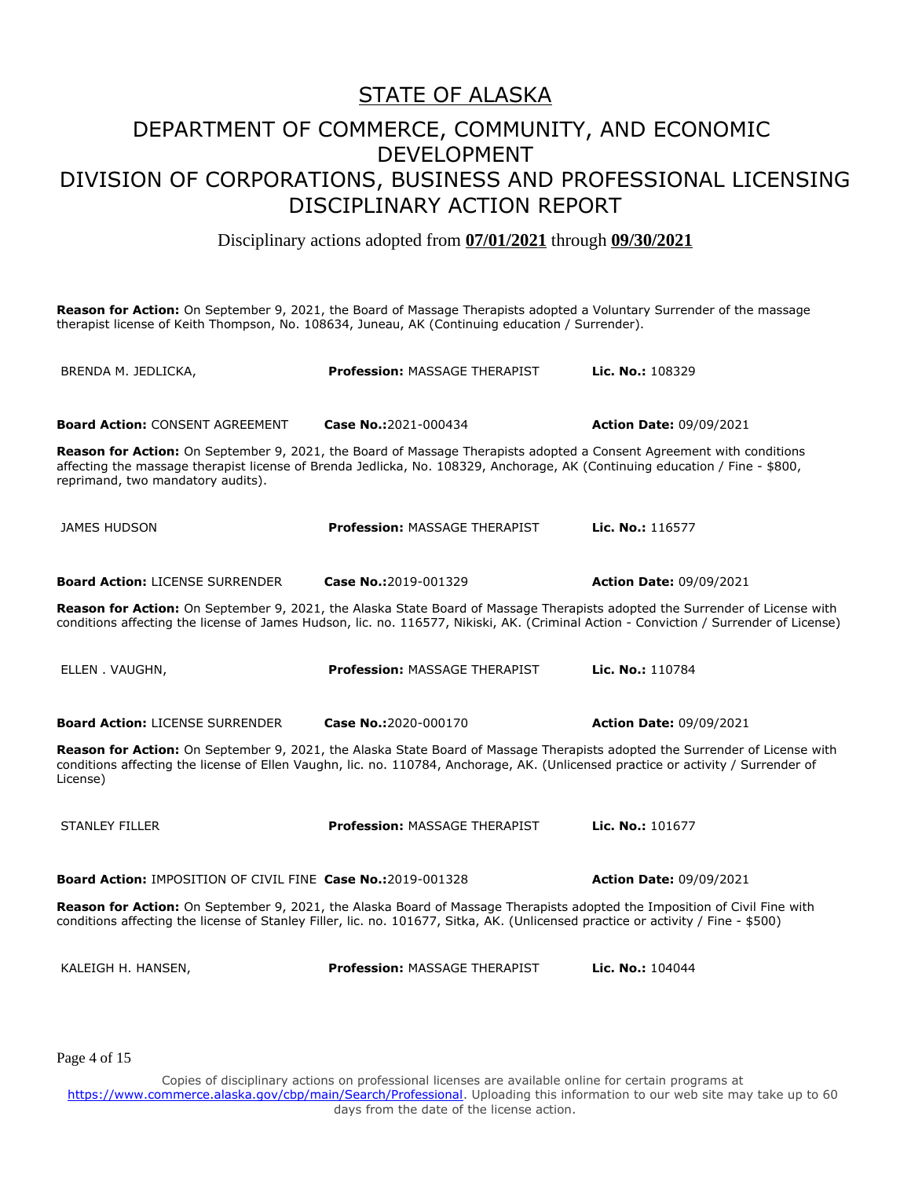# STATE OF ALASKA

## DEPARTMENT OF COMMERCE, COMMUNITY, AND ECONOMIC DEVELOPMENT

## DIVISION OF CORPORATIONS, BUSINESS AND PROFESSIONAL LICENSING

## DISCIPLINARY ACTION REPORT

Disciplinary actions adopted from **07/01/2021** through **09/30/2021**

**Reason for Action:** On September 9, 2021, the Board of Massage Therapists adopted a Voluntary Surrender of the massage therapist license of Keith Thompson, No. 108634, Juneau, AK (Continuing education / Surrender).

| | | |
|---|---|---|
| BRENDA M. JEDLICKA, | **Profession:** MASSAGE THERAPIST | **Lic. No.:** 108329 |
| **Board Action:** CONSENT AGREEMENT | **Case No.:** 2021-000434 | **Action Date:** 09/09/2021 |

**Reason for Action:** On September 9, 2021, the Board of Massage Therapists adopted a Consent Agreement with conditions affecting the massage therapist license of Brenda Jedlicka, No. 108329, Anchorage, AK (Continuing education / Fine - $800, reprimand, two mandatory audits).

| | | |
|---|---|---|
| JAMES HUDSON | **Profession:** MASSAGE THERAPIST | **Lic. No.:** 116577 |
| **Board Action:** LICENSE SURRENDER | **Case No.:** 2019-001329 | **Action Date:** 09/09/2021 |

**Reason for Action:** On September 9, 2021, the Alaska State Board of Massage Therapists adopted the Surrender of License with conditions affecting the license of James Hudson, lic. no. 116577, Nikiski, AK. (Criminal Action - Conviction / Surrender of License)

| | | |
|---|---|---|
| ELLEN . VAUGHN, | **Profession:** MASSAGE THERAPIST | **Lic. No.:** 110784 |
| **Board Action:** LICENSE SURRENDER | **Case No.:** 2020-000170 | **Action Date:** 09/09/2021 |

**Reason for Action:** On September 9, 2021, the Alaska State Board of Massage Therapists adopted the Surrender of License with conditions affecting the license of Ellen Vaughn, lic. no. 110784, Anchorage, AK. (Unlicensed practice or activity / Surrender of License)

| | | |
|---|---|---|
| STANLEY FILLER | **Profession:** MASSAGE THERAPIST | **Lic. No.:** 101677 |
| **Board Action:** IMPOSITION OF CIVIL FINE | **Case No.:** 2019-001328 | **Action Date:** 09/09/2021 |

**Reason for Action:** On September 9, 2021, the Alaska Board of Massage Therapists adopted the Imposition of Civil Fine with conditions affecting the license of Stanley Filler, lic. no. 101677, Sitka, AK. (Unlicensed practice or activity / Fine - $500)

| | | |
|---|---|---|
| KALEIGH H. HANSEN, | **Profession:** MASSAGE THERAPIST | **Lic. No.:** 104044 |

Copies of disciplinary actions on professional licenses are available online for certain programs at https://www.commerce.alaska.gov/cbp/main/Search/Professional. Uploading this information to our web site may take up to 60 days from the date of the license action.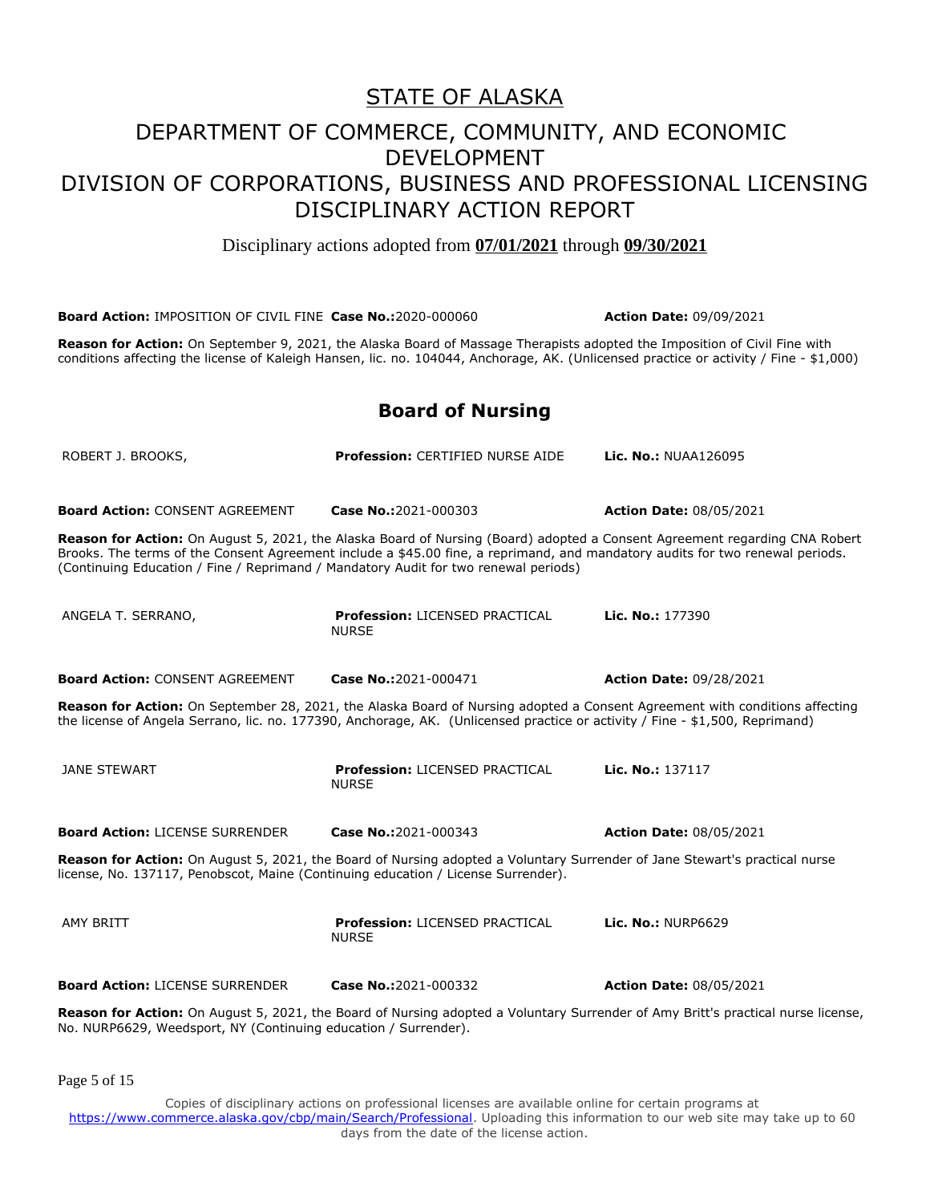# STATE OF ALASKA

## DEPARTMENT OF COMMERCE, COMMUNITY, AND ECONOMIC DEVELOPMENT
## DIVISION OF CORPORATIONS, BUSINESS AND PROFESSIONAL LICENSING
## DISCIPLINARY ACTION REPORT

Disciplinary actions adopted from **07/01/2021** through **09/30/2021**

**Board Action:** IMPOSITION OF CIVIL FINE **Case No.:**2020-000060 **Action Date:** 09/09/2021

**Reason for Action:** On September 9, 2021, the Alaska Board of Massage Therapists adopted the Imposition of Civil Fine with conditions affecting the license of Kaleigh Hansen, lic. no. 104044, Anchorage, AK. (Unlicensed practice or activity / Fine - $1,000)

## Board of Nursing

ROBERT J. BROOKS, **Profession:** CERTIFIED NURSE AIDE **Lic. No.:** NUAA126095

**Board Action:** CONSENT AGREEMENT **Case No.:**2021-000303 **Action Date:** 08/05/2021

**Reason for Action:** On August 5, 2021, the Alaska Board of Nursing (Board) adopted a Consent Agreement regarding CNA Robert Brooks. The terms of the Consent Agreement include a $45.00 fine, a reprimand, and mandatory audits for two renewal periods. (Continuing Education / Fine / Reprimand / Mandatory Audit for two renewal periods)

ANGELA T. SERRANO, **Profession:** LICENSED PRACTICAL NURSE **Lic. No.:** 177390

**Board Action:** CONSENT AGREEMENT **Case No.:**2021-000471 **Action Date:** 09/28/2021

**Reason for Action:** On September 28, 2021, the Alaska Board of Nursing adopted a Consent Agreement with conditions affecting the license of Angela Serrano, lic. no. 177390, Anchorage, AK. (Unlicensed practice or activity / Fine - $1,500, Reprimand)

JANE STEWART **Profession:** LICENSED PRACTICAL NURSE **Lic. No.:** 137117

**Board Action:** LICENSE SURRENDER **Case No.:**2021-000343 **Action Date:** 08/05/2021

**Reason for Action:** On August 5, 2021, the Board of Nursing adopted a Voluntary Surrender of Jane Stewart's practical nurse license, No. 137117, Penobscot, Maine (Continuing education / License Surrender).

AMY BRITT **Profession:** LICENSED PRACTICAL NURSE **Lic. No.:** NURP6629

**Board Action:** LICENSE SURRENDER **Case No.:**2021-000332 **Action Date:** 08/05/2021

**Reason for Action:** On August 5, 2021, the Board of Nursing adopted a Voluntary Surrender of Amy Britt's practical nurse license, No. NURP6629, Weedsport, NY (Continuing education / Surrender).

Copies of disciplinary actions on professional licenses are available online for certain programs at https://www.commerce.alaska.gov/cbp/main/Search/Professional. Uploading this information to our web site may take up to 60 days from the date of the license action.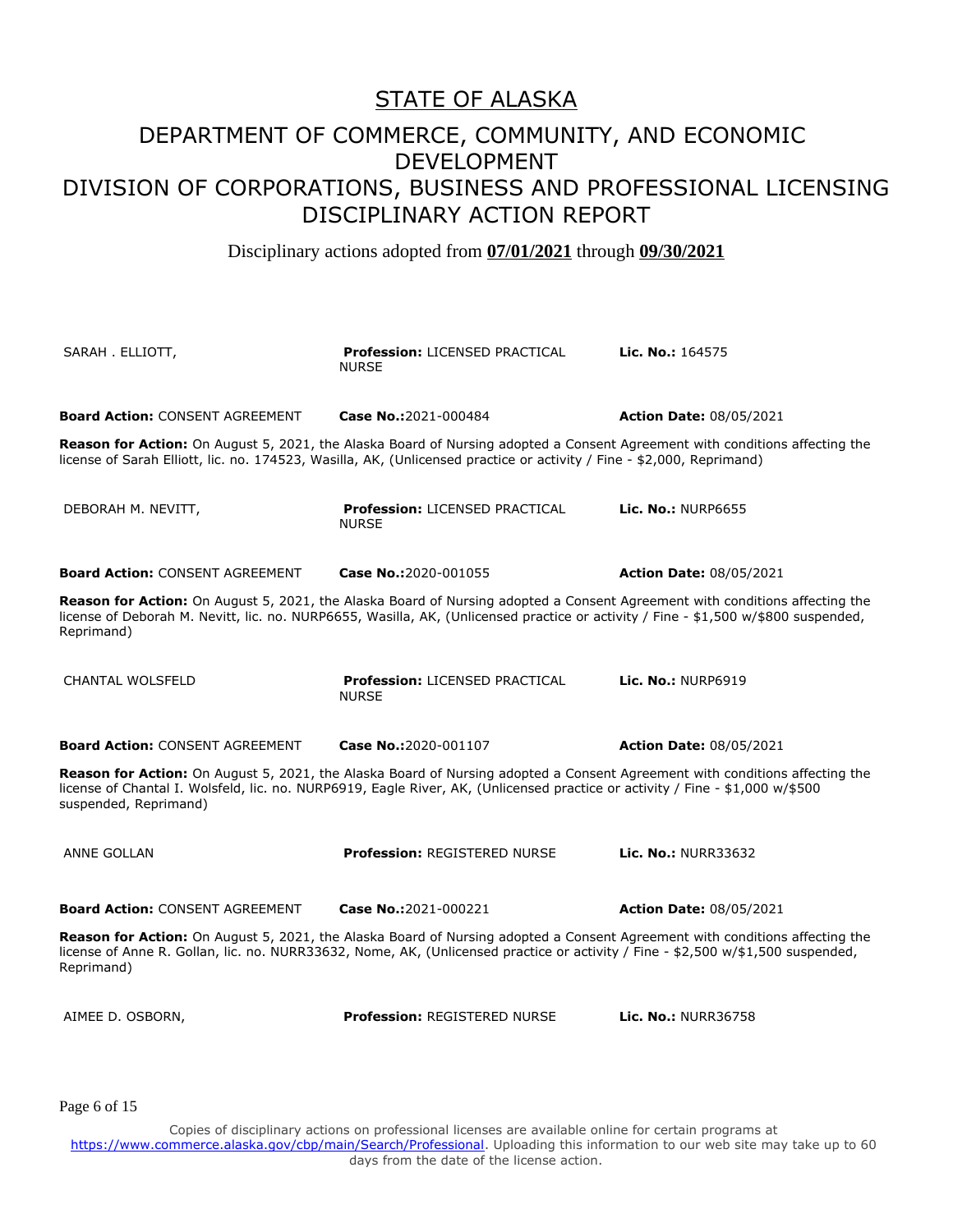# STATE OF ALASKA

## DEPARTMENT OF COMMERCE, COMMUNITY, AND ECONOMIC DEVELOPMENT

## DIVISION OF CORPORATIONS, BUSINESS AND PROFESSIONAL LICENSING

## DISCIPLINARY ACTION REPORT

Disciplinary actions adopted from **07/01/2021** through **09/30/2021**

SARAH . ELLIOTT, | **Profession:** LICENSED PRACTICAL NURSE | **Lic. No.:** 164575

**Board Action:** CONSENT AGREEMENT | **Case No.:**2021-000484 | **Action Date:** 08/05/2021

**Reason for Action:** On August 5, 2021, the Alaska Board of Nursing adopted a Consent Agreement with conditions affecting the license of Sarah Elliott, lic. no. 174523, Wasilla, AK, (Unlicensed practice or activity / Fine - $2,000, Reprimand)

DEBORAH M. NEVITT, | **Profession:** LICENSED PRACTICAL NURSE | **Lic. No.:** NURP6655

**Board Action:** CONSENT AGREEMENT | **Case No.:**2020-001055 | **Action Date:** 08/05/2021

**Reason for Action:** On August 5, 2021, the Alaska Board of Nursing adopted a Consent Agreement with conditions affecting the license of Deborah M. Nevitt, lic. no. NURP6655, Wasilla, AK, (Unlicensed practice or activity / Fine - $1,500 w/$800 suspended, Reprimand)

CHANTAL WOLSFELD | **Profession:** LICENSED PRACTICAL NURSE | **Lic. No.:** NURP6919

**Board Action:** CONSENT AGREEMENT | **Case No.:**2020-001107 | **Action Date:** 08/05/2021

**Reason for Action:** On August 5, 2021, the Alaska Board of Nursing adopted a Consent Agreement with conditions affecting the license of Chantal I. Wolsfeld, lic. no. NURP6919, Eagle River, AK, (Unlicensed practice or activity / Fine - $1,000 w/$500 suspended, Reprimand)

ANNE GOLLAN | **Profession:** REGISTERED NURSE | **Lic. No.:** NURR33632

**Board Action:** CONSENT AGREEMENT | **Case No.:**2021-000221 | **Action Date:** 08/05/2021

**Reason for Action:** On August 5, 2021, the Alaska Board of Nursing adopted a Consent Agreement with conditions affecting the license of Anne R. Gollan, lic. no. NURR33632, Nome, AK, (Unlicensed practice or activity / Fine - $2,500 w/$1,500 suspended, Reprimand)

AIMEE D. OSBORN, | **Profession:** REGISTERED NURSE | **Lic. No.:** NURR36758

Copies of disciplinary actions on professional licenses are available online for certain programs at https://www.commerce.alaska.gov/cbp/main/Search/Professional. Uploading this information to our web site may take up to 60 days from the date of the license action.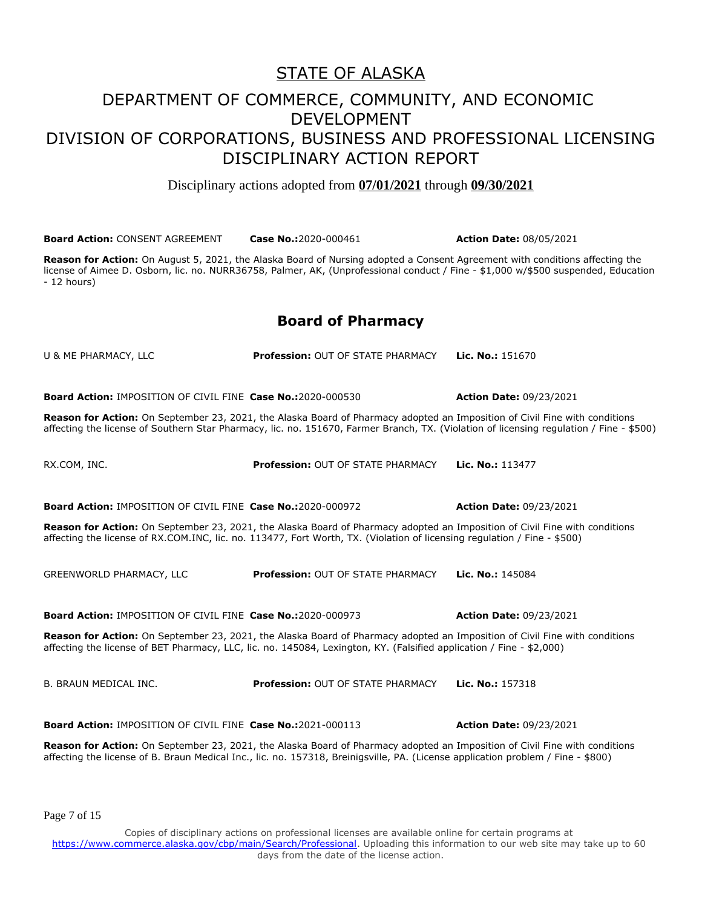# STATE OF ALASKA

## DEPARTMENT OF COMMERCE, COMMUNITY, AND ECONOMIC DEVELOPMENT
## DIVISION OF CORPORATIONS, BUSINESS AND PROFESSIONAL LICENSING
## DISCIPLINARY ACTION REPORT

Disciplinary actions adopted from **07/01/2021** through **09/30/2021**

**Board Action:** CONSENT AGREEMENT **Case No.:**2020-000461 **Action Date:** 08/05/2021

**Reason for Action:** On August 5, 2021, the Alaska Board of Nursing adopted a Consent Agreement with conditions affecting the license of Aimee D. Osborn, lic. no. NURR36758, Palmer, AK, (Unprofessional conduct / Fine - $1,000 w/$500 suspended, Education - 12 hours)

### Board of Pharmacy

U & ME PHARMACY, LLC **Profession:** OUT OF STATE PHARMACY **Lic. No.:** 151670

**Board Action:** IMPOSITION OF CIVIL FINE **Case No.:**2020-000530 **Action Date:** 09/23/2021

**Reason for Action:** On September 23, 2021, the Alaska Board of Pharmacy adopted an Imposition of Civil Fine with conditions affecting the license of Southern Star Pharmacy, lic. no. 151670, Farmer Branch, TX. (Violation of licensing regulation / Fine - $500)

RX.COM, INC. **Profession:** OUT OF STATE PHARMACY **Lic. No.:** 113477

**Board Action:** IMPOSITION OF CIVIL FINE **Case No.:**2020-000972 **Action Date:** 09/23/2021

**Reason for Action:** On September 23, 2021, the Alaska Board of Pharmacy adopted an Imposition of Civil Fine with conditions affecting the license of RX.COM.INC, lic. no. 113477, Fort Worth, TX. (Violation of licensing regulation / Fine - $500)

GREENWORLD PHARMACY, LLC **Profession:** OUT OF STATE PHARMACY **Lic. No.:** 145084

**Board Action:** IMPOSITION OF CIVIL FINE **Case No.:**2020-000973 **Action Date:** 09/23/2021

**Reason for Action:** On September 23, 2021, the Alaska Board of Pharmacy adopted an Imposition of Civil Fine with conditions affecting the license of BET Pharmacy, LLC, lic. no. 145084, Lexington, KY. (Falsified application / Fine - $2,000)

B. BRAUN MEDICAL INC. **Profession:** OUT OF STATE PHARMACY **Lic. No.:** 157318

**Board Action:** IMPOSITION OF CIVIL FINE **Case No.:**2021-000113 **Action Date:** 09/23/2021

**Reason for Action:** On September 23, 2021, the Alaska Board of Pharmacy adopted an Imposition of Civil Fine with conditions affecting the license of B. Braun Medical Inc., lic. no. 157318, Breinigsville, PA. (License application problem / Fine - $800)

Copies of disciplinary actions on professional licenses are available online for certain programs at https://www.commerce.alaska.gov/cbp/main/Search/Professional. Uploading this information to our web site may take up to 60 days from the date of the license action.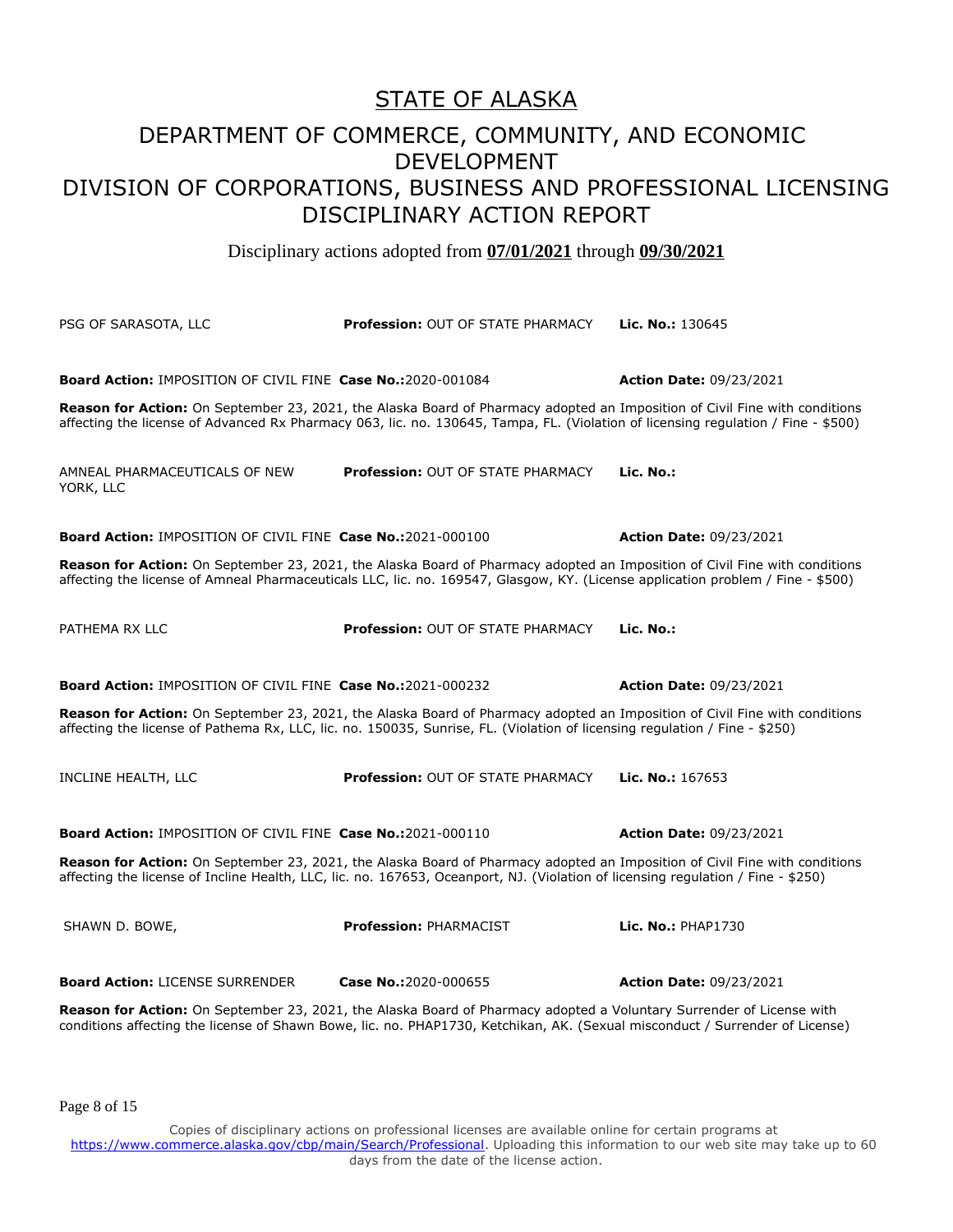# STATE OF ALASKA

## DEPARTMENT OF COMMERCE, COMMUNITY, AND ECONOMIC DEVELOPMENT
## DIVISION OF CORPORATIONS, BUSINESS AND PROFESSIONAL LICENSING
## DISCIPLINARY ACTION REPORT

Disciplinary actions adopted from **07/01/2021** through **09/30/2021**

PSG OF SARASOTA, LLC | **Profession:** OUT OF STATE PHARMACY | **Lic. No.:** 130645

**Board Action:** IMPOSITION OF CIVIL FINE | **Case No.:** 2020-001084 | **Action Date:** 09/23/2021

**Reason for Action:** On September 23, 2021, the Alaska Board of Pharmacy adopted an Imposition of Civil Fine with conditions affecting the license of Advanced Rx Pharmacy 063, lic. no. 130645, Tampa, FL. (Violation of licensing regulation / Fine - $500)

AMNEAL PHARMACEUTICALS OF NEW YORK, LLC | **Profession:** OUT OF STATE PHARMACY | **Lic. No.:**

**Board Action:** IMPOSITION OF CIVIL FINE | **Case No.:** 2021-000100 | **Action Date:** 09/23/2021

**Reason for Action:** On September 23, 2021, the Alaska Board of Pharmacy adopted an Imposition of Civil Fine with conditions affecting the license of Amneal Pharmaceuticals LLC, lic. no. 169547, Glasgow, KY. (License application problem / Fine - $500)

PATHEMA RX LLC | **Profession:** OUT OF STATE PHARMACY | **Lic. No.:**

**Board Action:** IMPOSITION OF CIVIL FINE | **Case No.:** 2021-000232 | **Action Date:** 09/23/2021

**Reason for Action:** On September 23, 2021, the Alaska Board of Pharmacy adopted an Imposition of Civil Fine with conditions affecting the license of Pathema Rx, LLC, lic. no. 150035, Sunrise, FL. (Violation of licensing regulation / Fine - $250)

INCLINE HEALTH, LLC | **Profession:** OUT OF STATE PHARMACY | **Lic. No.:** 167653

**Board Action:** IMPOSITION OF CIVIL FINE | **Case No.:** 2021-000110 | **Action Date:** 09/23/2021

**Reason for Action:** On September 23, 2021, the Alaska Board of Pharmacy adopted an Imposition of Civil Fine with conditions affecting the license of Incline Health, LLC, lic. no. 167653, Oceanport, NJ. (Violation of licensing regulation / Fine - $250)

SHAWN D. BOWE, | **Profession:** PHARMACIST | **Lic. No.:** PHAP1730

**Board Action:** LICENSE SURRENDER | **Case No.:** 2020-000655 | **Action Date:** 09/23/2021

**Reason for Action:** On September 23, 2021, the Alaska Board of Pharmacy adopted a Voluntary Surrender of License with conditions affecting the license of Shawn Bowe, lic. no. PHAP1730, Ketchikan, AK. (Sexual misconduct / Surrender of License)

Copies of disciplinary actions on professional licenses are available online for certain programs at https://www.commerce.alaska.gov/cbp/main/Search/Professional. Uploading this information to our web site may take up to 60 days from the date of the license action.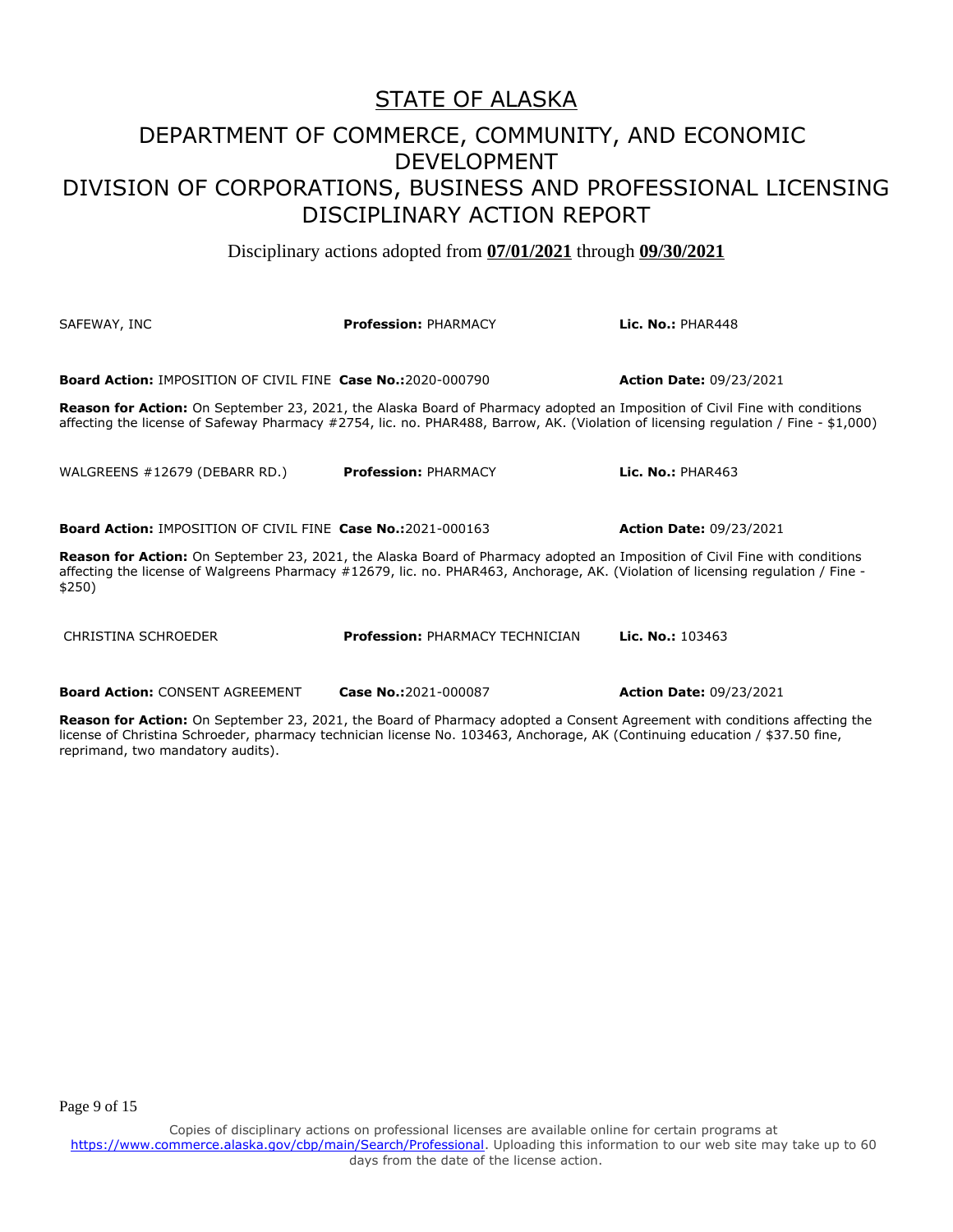# STATE OF ALASKA

## DEPARTMENT OF COMMERCE, COMMUNITY, AND ECONOMIC DEVELOPMENT
## DIVISION OF CORPORATIONS, BUSINESS AND PROFESSIONAL LICENSING
## DISCIPLINARY ACTION REPORT

Disciplinary actions adopted from **07/01/2021** through **09/30/2021**

SAFEWAY, INC | **Profession:** PHARMACY | **Lic. No.:** PHAR448

**Board Action:** IMPOSITION OF CIVIL FINE **Case No.:**2020-000790 **Action Date:** 09/23/2021

**Reason for Action:** On September 23, 2021, the Alaska Board of Pharmacy adopted an Imposition of Civil Fine with conditions affecting the license of Safeway Pharmacy #2754, lic. no. PHAR488, Barrow, AK. (Violation of licensing regulation / Fine - $1,000)

WALGREENS #12679 (DEBARR RD.) | **Profession:** PHARMACY | **Lic. No.:** PHAR463

**Board Action:** IMPOSITION OF CIVIL FINE **Case No.:**2021-000163 **Action Date:** 09/23/2021

**Reason for Action:** On September 23, 2021, the Alaska Board of Pharmacy adopted an Imposition of Civil Fine with conditions affecting the license of Walgreens Pharmacy #12679, lic. no. PHAR463, Anchorage, AK. (Violation of licensing regulation / Fine - $250)

CHRISTINA SCHROEDER | **Profession:** PHARMACY TECHNICIAN | **Lic. No.:** 103463

**Board Action:** CONSENT AGREEMENT **Case No.:**2021-000087 **Action Date:** 09/23/2021

**Reason for Action:** On September 23, 2021, the Board of Pharmacy adopted a Consent Agreement with conditions affecting the license of Christina Schroeder, pharmacy technician license No. 103463, Anchorage, AK (Continuing education / $37.50 fine, reprimand, two mandatory audits).

Copies of disciplinary actions on professional licenses are available online for certain programs at https://www.commerce.alaska.gov/cbp/main/Search/Professional. Uploading this information to our web site may take up to 60 days from the date of the license action.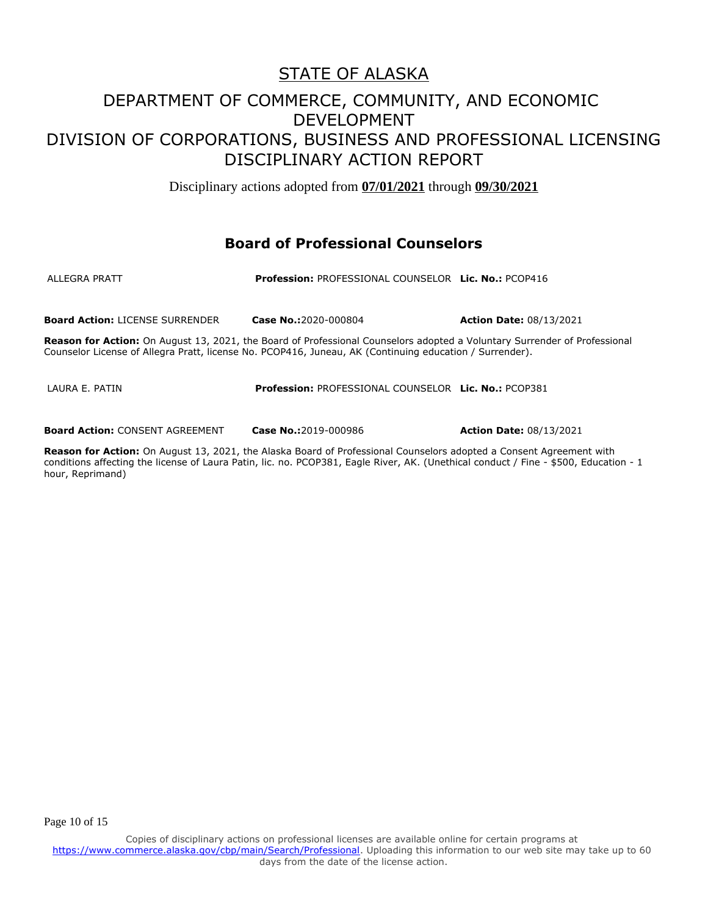# STATE OF ALASKA

## DEPARTMENT OF COMMERCE, COMMUNITY, AND ECONOMIC DEVELOPMENT
## DIVISION OF CORPORATIONS, BUSINESS AND PROFESSIONAL LICENSING
## DISCIPLINARY ACTION REPORT

Disciplinary actions adopted from **07/01/2021** through **09/30/2021**

### Board of Professional Counselors

ALLEGRA PRATT **Profession:** PROFESSIONAL COUNSELOR **Lic. No.:** PCOP416

**Board Action:** LICENSE SURRENDER **Case No.:**2020-000804 **Action Date:** 08/13/2021

**Reason for Action:** On August 13, 2021, the Board of Professional Counselors adopted a Voluntary Surrender of Professional Counselor License of Allegra Pratt, license No. PCOP416, Juneau, AK (Continuing education / Surrender).

LAURA E. PATIN **Profession:** PROFESSIONAL COUNSELOR **Lic. No.:** PCOP381

**Board Action:** CONSENT AGREEMENT **Case No.:**2019-000986 **Action Date:** 08/13/2021

**Reason for Action:** On August 13, 2021, the Alaska Board of Professional Counselors adopted a Consent Agreement with conditions affecting the license of Laura Patin, lic. no. PCOP381, Eagle River, AK. (Unethical conduct / Fine - $500, Education - 1 hour, Reprimand)

Copies of disciplinary actions on professional licenses are available online for certain programs at https://www.commerce.alaska.gov/cbp/main/Search/Professional. Uploading this information to our web site may take up to 60 days from the date of the license action.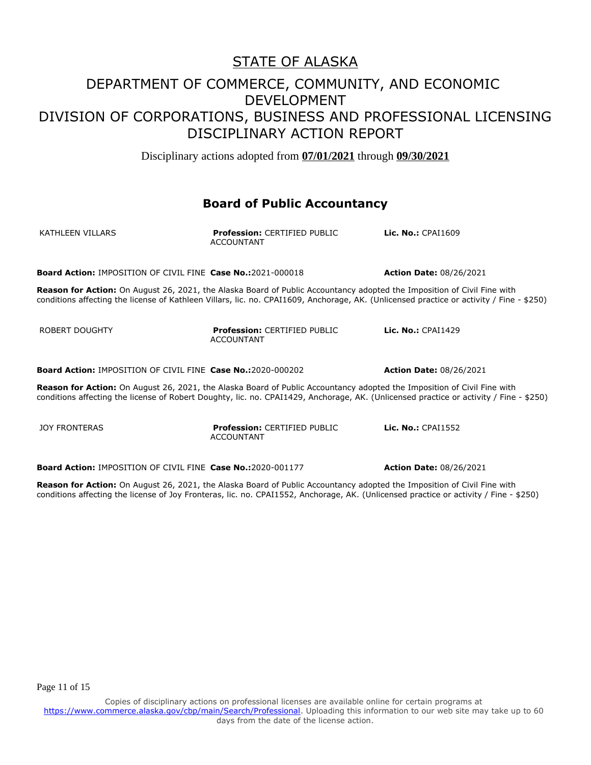# STATE OF ALASKA

## DEPARTMENT OF COMMERCE, COMMUNITY, AND ECONOMIC DEVELOPMENT
## DIVISION OF CORPORATIONS, BUSINESS AND PROFESSIONAL LICENSING
## DISCIPLINARY ACTION REPORT

Disciplinary actions adopted from **07/01/2021** through **09/30/2021**

### Board of Public Accountancy

KATHLEEN VILLARS **Profession:** CERTIFIED PUBLIC ACCOUNTANT **Lic. No.:** CPAI1609

**Board Action:** IMPOSITION OF CIVIL FINE **Case No.:**2021-000018 **Action Date:** 08/26/2021

**Reason for Action:** On August 26, 2021, the Alaska Board of Public Accountancy adopted the Imposition of Civil Fine with conditions affecting the license of Kathleen Villars, lic. no. CPAI1609, Anchorage, AK. (Unlicensed practice or activity / Fine - $250)

ROBERT DOUGHTY **Profession:** CERTIFIED PUBLIC ACCOUNTANT **Lic. No.:** CPAI1429

**Board Action:** IMPOSITION OF CIVIL FINE **Case No.:**2020-000202 **Action Date:** 08/26/2021

**Reason for Action:** On August 26, 2021, the Alaska Board of Public Accountancy adopted the Imposition of Civil Fine with conditions affecting the license of Robert Doughty, lic. no. CPAI1429, Anchorage, AK. (Unlicensed practice or activity / Fine - $250)

JOY FRONTERAS **Profession:** CERTIFIED PUBLIC ACCOUNTANT **Lic. No.:** CPAI1552

**Board Action:** IMPOSITION OF CIVIL FINE **Case No.:**2020-001177 **Action Date:** 08/26/2021

**Reason for Action:** On August 26, 2021, the Alaska Board of Public Accountancy adopted the Imposition of Civil Fine with conditions affecting the license of Joy Fronteras, lic. no. CPAI1552, Anchorage, AK. (Unlicensed practice or activity / Fine - $250)

Copies of disciplinary actions on professional licenses are available online for certain programs at https://www.commerce.alaska.gov/cbp/main/Search/Professional. Uploading this information to our web site may take up to 60 days from the date of the license action.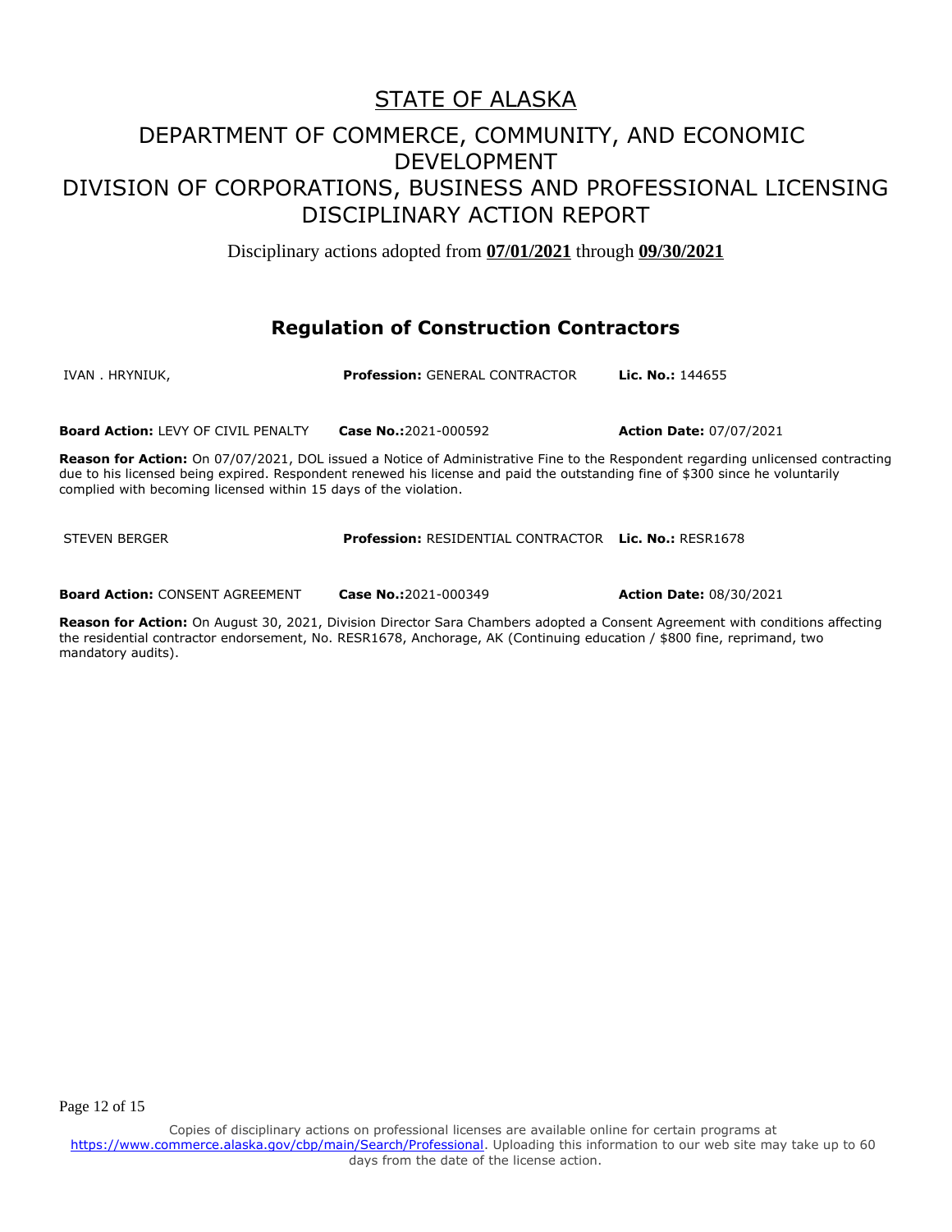# STATE OF ALASKA

## DEPARTMENT OF COMMERCE, COMMUNITY, AND ECONOMIC DEVELOPMENT
## DIVISION OF CORPORATIONS, BUSINESS AND PROFESSIONAL LICENSING
## DISCIPLINARY ACTION REPORT

Disciplinary actions adopted from **07/01/2021** through **09/30/2021**

## Regulation of Construction Contractors

IVAN . HRYNIUK, **Profession:** GENERAL CONTRACTOR **Lic. No.:** 144655

**Board Action:** LEVY OF CIVIL PENALTY **Case No.:**2021-000592 **Action Date:** 07/07/2021

**Reason for Action:** On 07/07/2021, DOL issued a Notice of Administrative Fine to the Respondent regarding unlicensed contracting due to his licensed being expired. Respondent renewed his license and paid the outstanding fine of $300 since he voluntarily complied with becoming licensed within 15 days of the violation.

STEVEN BERGER **Profession:** RESIDENTIAL CONTRACTOR **Lic. No.:** RESR1678

**Board Action:** CONSENT AGREEMENT **Case No.:**2021-000349 **Action Date:** 08/30/2021

**Reason for Action:** On August 30, 2021, Division Director Sara Chambers adopted a Consent Agreement with conditions affecting the residential contractor endorsement, No. RESR1678, Anchorage, AK (Continuing education / $800 fine, reprimand, two mandatory audits).

Copies of disciplinary actions on professional licenses are available online for certain programs at https://www.commerce.alaska.gov/cbp/main/Search/Professional. Uploading this information to our web site may take up to 60 days from the date of the license action.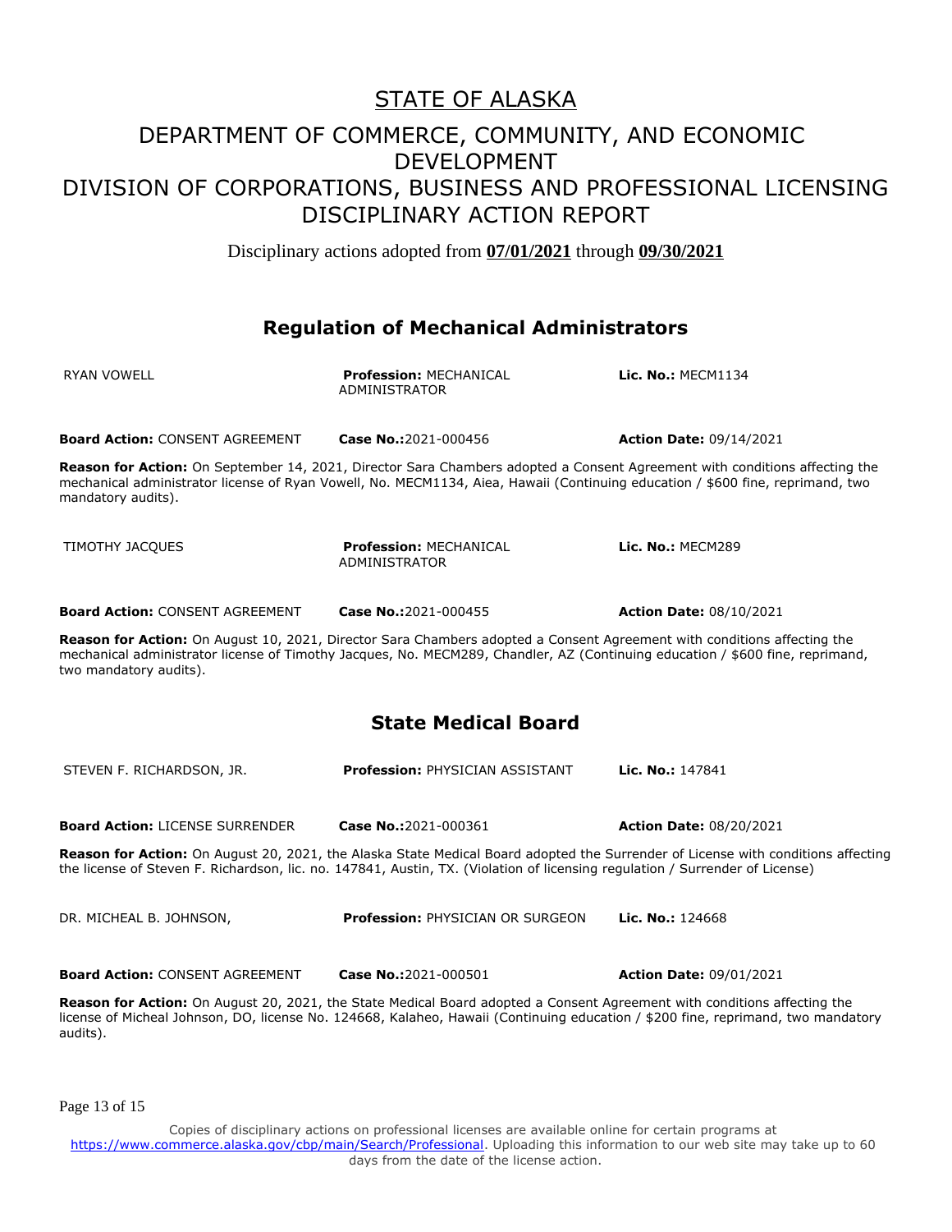# STATE OF ALASKA

## DEPARTMENT OF COMMERCE, COMMUNITY, AND ECONOMIC DEVELOPMENT
## DIVISION OF CORPORATIONS, BUSINESS AND PROFESSIONAL LICENSING
## DISCIPLINARY ACTION REPORT

Disciplinary actions adopted from **07/01/2021** through **09/30/2021**

## Regulation of Mechanical Administrators

RYAN VOWELL | **Profession:** MECHANICAL ADMINISTRATOR | **Lic. No.:** MECM1134

**Board Action:** CONSENT AGREEMENT | **Case No.:**2021-000456 | **Action Date:** 09/14/2021

**Reason for Action:** On September 14, 2021, Director Sara Chambers adopted a Consent Agreement with conditions affecting the mechanical administrator license of Ryan Vowell, No. MECM1134, Aiea, Hawaii (Continuing education / $600 fine, reprimand, two mandatory audits).

TIMOTHY JACQUES | **Profession:** MECHANICAL ADMINISTRATOR | **Lic. No.:** MECM289

**Board Action:** CONSENT AGREEMENT | **Case No.:**2021-000455 | **Action Date:** 08/10/2021

**Reason for Action:** On August 10, 2021, Director Sara Chambers adopted a Consent Agreement with conditions affecting the mechanical administrator license of Timothy Jacques, No. MECM289, Chandler, AZ (Continuing education / $600 fine, reprimand, two mandatory audits).

## State Medical Board

STEVEN F. RICHARDSON, JR. | **Profession:** PHYSICIAN ASSISTANT | **Lic. No.:** 147841

**Board Action:** LICENSE SURRENDER | **Case No.:**2021-000361 | **Action Date:** 08/20/2021

**Reason for Action:** On August 20, 2021, the Alaska State Medical Board adopted the Surrender of License with conditions affecting the license of Steven F. Richardson, lic. no. 147841, Austin, TX. (Violation of licensing regulation / Surrender of License)

DR. MICHEAL B. JOHNSON, | **Profession:** PHYSICIAN OR SURGEON | **Lic. No.:** 124668

**Board Action:** CONSENT AGREEMENT | **Case No.:**2021-000501 | **Action Date:** 09/01/2021

**Reason for Action:** On August 20, 2021, the State Medical Board adopted a Consent Agreement with conditions affecting the license of Micheal Johnson, DO, license No. 124668, Kalaheo, Hawaii (Continuing education / $200 fine, reprimand, two mandatory audits).

Copies of disciplinary actions on professional licenses are available online for certain programs at https://www.commerce.alaska.gov/cbp/main/Search/Professional. Uploading this information to our web site may take up to 60 days from the date of the license action.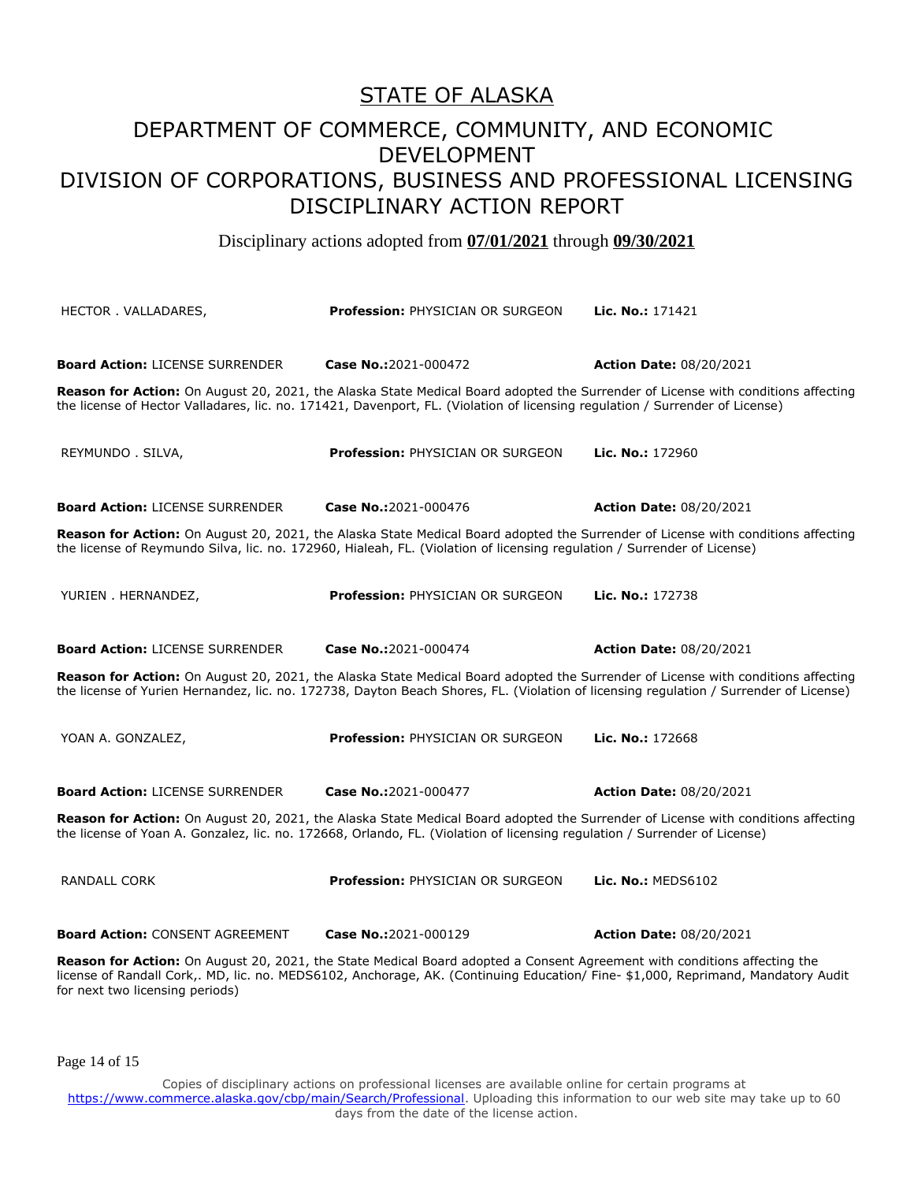# STATE OF ALASKA

## DEPARTMENT OF COMMERCE, COMMUNITY, AND ECONOMIC DEVELOPMENT
## DIVISION OF CORPORATIONS, BUSINESS AND PROFESSIONAL LICENSING
## DISCIPLINARY ACTION REPORT

Disciplinary actions adopted from **07/01/2021** through **09/30/2021**

HECTOR . VALLADARES, | **Profession:** PHYSICIAN OR SURGEON | **Lic. No.:** 171421

**Board Action:** LICENSE SURRENDER | **Case No.:**2021-000472 | **Action Date:** 08/20/2021

**Reason for Action:** On August 20, 2021, the Alaska State Medical Board adopted the Surrender of License with conditions affecting the license of Hector Valladares, lic. no. 171421, Davenport, FL. (Violation of licensing regulation / Surrender of License)

REYMUNDO . SILVA, | **Profession:** PHYSICIAN OR SURGEON | **Lic. No.:** 172960

**Board Action:** LICENSE SURRENDER | **Case No.:**2021-000476 | **Action Date:** 08/20/2021

**Reason for Action:** On August 20, 2021, the Alaska State Medical Board adopted the Surrender of License with conditions affecting the license of Reymundo Silva, lic. no. 172960, Hialeah, FL. (Violation of licensing regulation / Surrender of License)

YURIEN . HERNANDEZ, | **Profession:** PHYSICIAN OR SURGEON | **Lic. No.:** 172738

**Board Action:** LICENSE SURRENDER | **Case No.:**2021-000474 | **Action Date:** 08/20/2021

**Reason for Action:** On August 20, 2021, the Alaska State Medical Board adopted the Surrender of License with conditions affecting the license of Yurien Hernandez, lic. no. 172738, Dayton Beach Shores, FL. (Violation of licensing regulation / Surrender of License)

YOAN A. GONZALEZ, | **Profession:** PHYSICIAN OR SURGEON | **Lic. No.:** 172668

**Board Action:** LICENSE SURRENDER | **Case No.:**2021-000477 | **Action Date:** 08/20/2021

**Reason for Action:** On August 20, 2021, the Alaska State Medical Board adopted the Surrender of License with conditions affecting the license of Yoan A. Gonzalez, lic. no. 172668, Orlando, FL. (Violation of licensing regulation / Surrender of License)

RANDALL CORK | **Profession:** PHYSICIAN OR SURGEON | **Lic. No.:** MEDS6102

**Board Action:** CONSENT AGREEMENT | **Case No.:**2021-000129 | **Action Date:** 08/20/2021

**Reason for Action:** On August 20, 2021, the State Medical Board adopted a Consent Agreement with conditions affecting the license of Randall Cork,. MD, lic. no. MEDS6102, Anchorage, AK. (Continuing Education/ Fine- $1,000, Reprimand, Mandatory Audit for next two licensing periods)

Copies of disciplinary actions on professional licenses are available online for certain programs at https://www.commerce.alaska.gov/cbp/main/Search/Professional. Uploading this information to our web site may take up to 60 days from the date of the license action.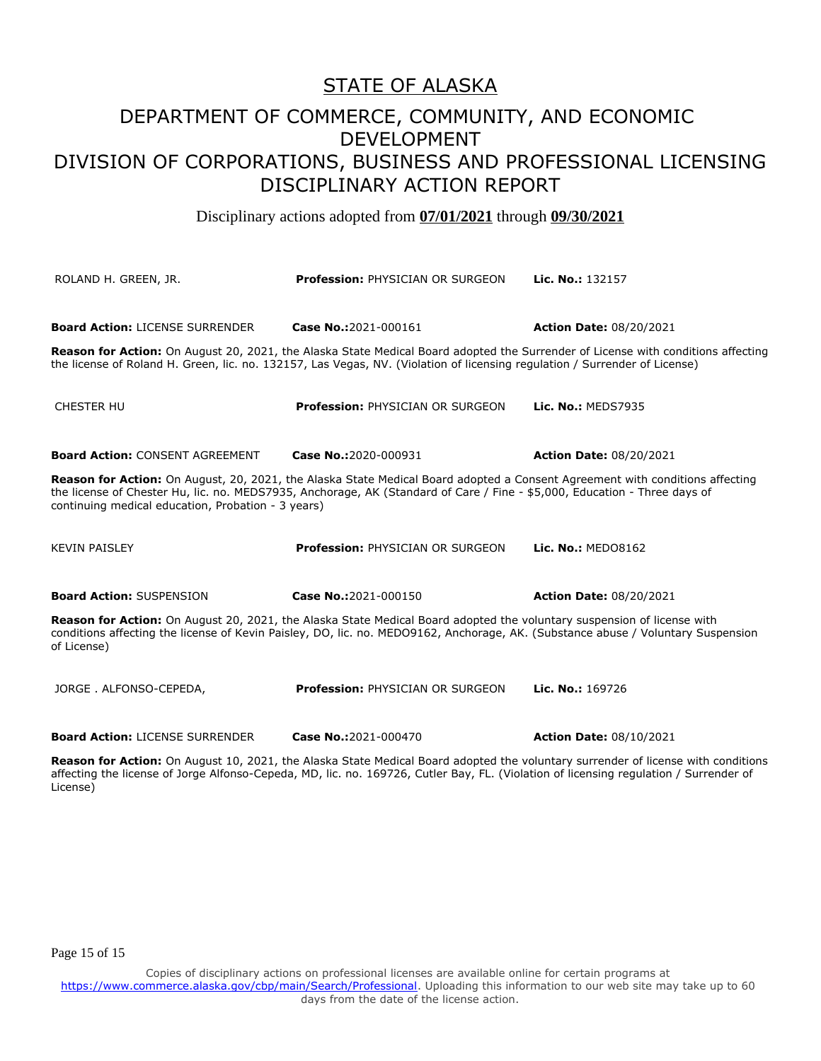# STATE OF ALASKA

## DEPARTMENT OF COMMERCE, COMMUNITY, AND ECONOMIC DEVELOPMENT
## DIVISION OF CORPORATIONS, BUSINESS AND PROFESSIONAL LICENSING
## DISCIPLINARY ACTION REPORT

Disciplinary actions adopted from **07/01/2021** through **09/30/2021**

| | | |
|---|---|---|
| ROLAND H. GREEN, JR. | **Profession:** PHYSICIAN OR SURGEON | **Lic. No.:** 132157 |
| **Board Action:** LICENSE SURRENDER | **Case No.:**2021-000161 | **Action Date:** 08/20/2021 |

**Reason for Action:** On August 20, 2021, the Alaska State Medical Board adopted the Surrender of License with conditions affecting the license of Roland H. Green, lic. no. 132157, Las Vegas, NV. (Violation of licensing regulation / Surrender of License)

| | | |
|---|---|---|
| CHESTER HU | **Profession:** PHYSICIAN OR SURGEON | **Lic. No.:** MEDS7935 |
| **Board Action:** CONSENT AGREEMENT | **Case No.:**2020-000931 | **Action Date:** 08/20/2021 |

**Reason for Action:** On August, 20, 2021, the Alaska State Medical Board adopted a Consent Agreement with conditions affecting the license of Chester Hu, lic. no. MEDS7935, Anchorage, AK (Standard of Care / Fine - $5,000, Education - Three days of continuing medical education, Probation - 3 years)

| | | |
|---|---|---|
| KEVIN PAISLEY | **Profession:** PHYSICIAN OR SURGEON | **Lic. No.:** MEDO8162 |
| **Board Action:** SUSPENSION | **Case No.:**2021-000150 | **Action Date:** 08/20/2021 |

**Reason for Action:** On August 20, 2021, the Alaska State Medical Board adopted the voluntary suspension of license with conditions affecting the license of Kevin Paisley, DO, lic. no. MEDO9162, Anchorage, AK. (Substance abuse / Voluntary Suspension of License)

| | | |
|---|---|---|
| JORGE . ALFONSO-CEPEDA, | **Profession:** PHYSICIAN OR SURGEON | **Lic. No.:** 169726 |
| **Board Action:** LICENSE SURRENDER | **Case No.:**2021-000470 | **Action Date:** 08/10/2021 |

**Reason for Action:** On August 10, 2021, the Alaska State Medical Board adopted the voluntary surrender of license with conditions affecting the license of Jorge Alfonso-Cepeda, MD, lic. no. 169726, Cutler Bay, FL. (Violation of licensing regulation / Surrender of License)

Copies of disciplinary actions on professional licenses are available online for certain programs at https://www.commerce.alaska.gov/cbp/main/Search/Professional. Uploading this information to our web site may take up to 60 days from the date of the license action.